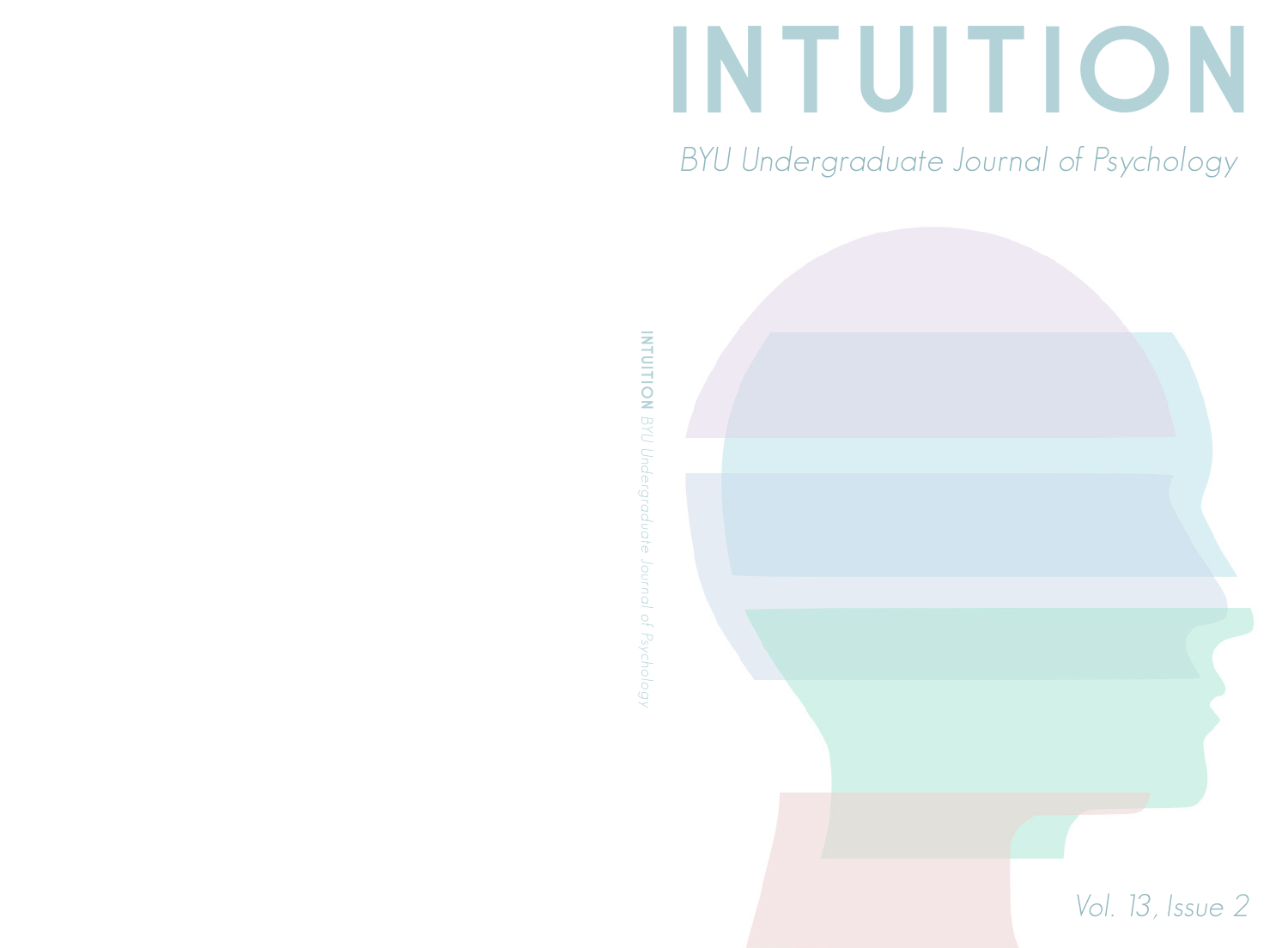# INTUITION

BYU Undergraduate Journal of Psychology

Vol. 13, Issue 2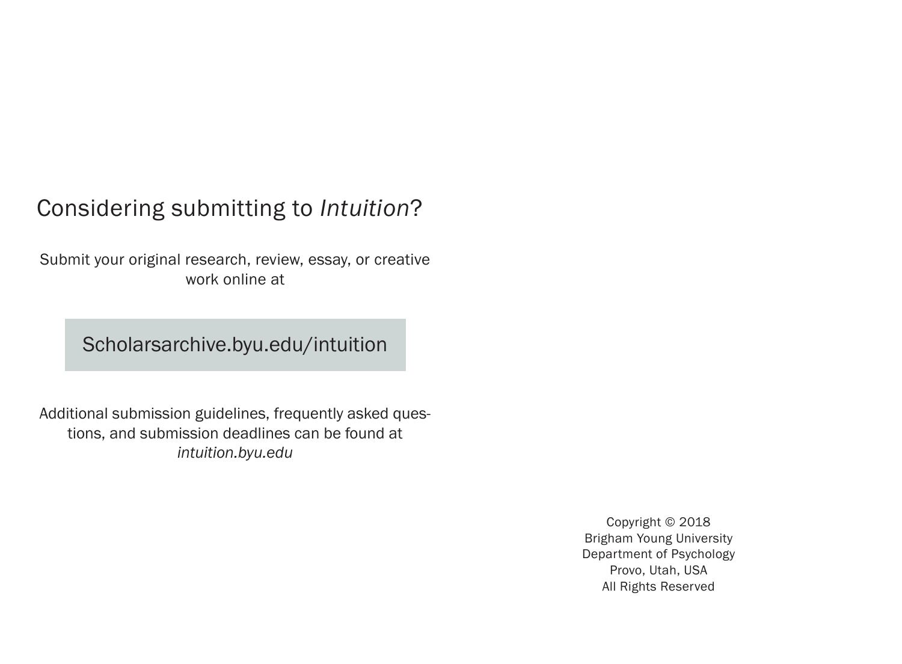## Considering submitting to *Intuition*?

Submit your original research, review, essay, or creative work online at

**Scholarsarchive.byu.edu/intuition**

Additional submission guidelines, frequently asked questions, and submission deadlines can be found at *intuition.byu.edu*

Copyright © 2018  
Brigham Young University  
Department of Psychology  
Provo, Utah, USA  
All Rights Reserved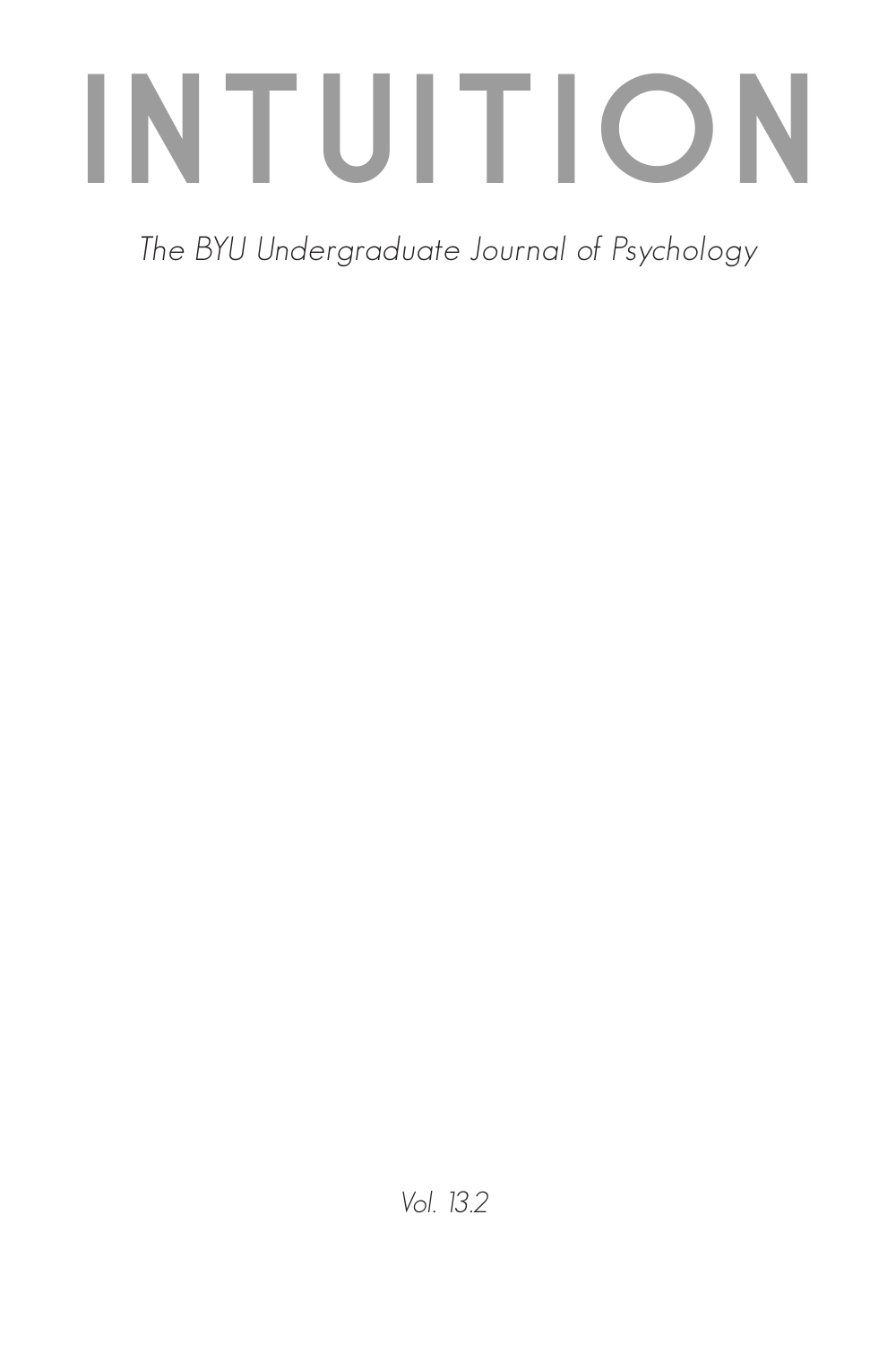# INTUITION

*The BYU Undergraduate Journal of Psychology*

*Vol. 13.2*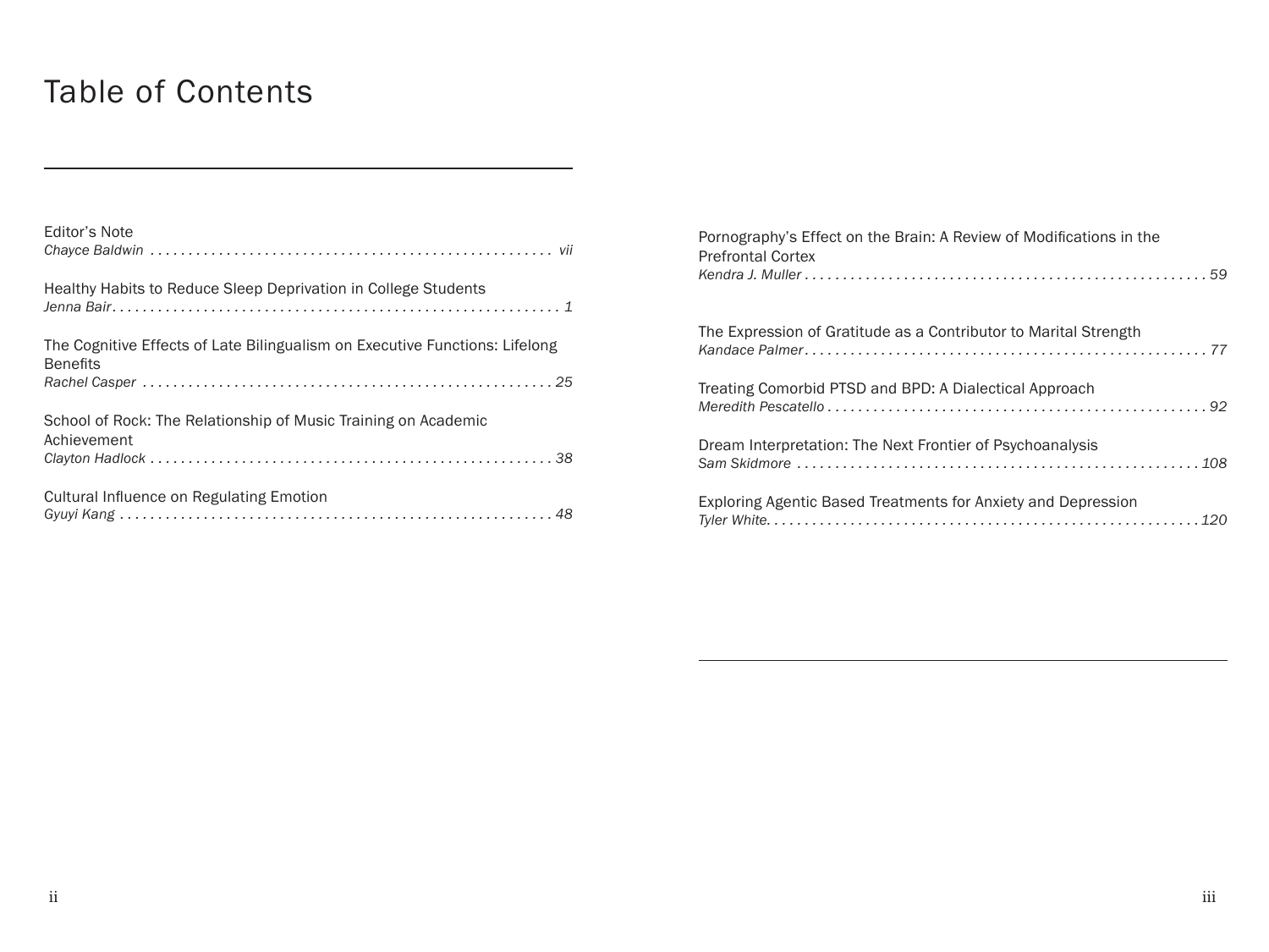# Table of Contents

Editor's Note
*Chayce Baldwin* . . . . . . . . . . . . . . . . . . . . . . . . . . . . . . . . . . . . . . . . . . . . . . . . . . . . *vii*

Healthy Habits to Reduce Sleep Deprivation in College Students
*Jenna Bair* . . . . . . . . . . . . . . . . . . . . . . . . . . . . . . . . . . . . . . . . . . . . . . . . . . . . . . . . . *1*

The Cognitive Effects of Late Bilingualism on Executive Functions: Lifelong Benefits
*Rachel Casper* . . . . . . . . . . . . . . . . . . . . . . . . . . . . . . . . . . . . . . . . . . . . . . . . . . . . . *25*

School of Rock: The Relationship of Music Training on Academic Achievement
*Clayton Hadlock* . . . . . . . . . . . . . . . . . . . . . . . . . . . . . . . . . . . . . . . . . . . . . . . . . . . . *38*

Cultural Influence on Regulating Emotion
*Gyuyi Kang* . . . . . . . . . . . . . . . . . . . . . . . . . . . . . . . . . . . . . . . . . . . . . . . . . . . . . . . . *48*

Pornography's Effect on the Brain: A Review of Modifications in the Prefrontal Cortex
*Kendra J. Muller* . . . . . . . . . . . . . . . . . . . . . . . . . . . . . . . . . . . . . . . . . . . . . . . . . . . . *59*

The Expression of Gratitude as a Contributor to Marital Strength
*Kandace Palmer* . . . . . . . . . . . . . . . . . . . . . . . . . . . . . . . . . . . . . . . . . . . . . . . . . . . . *77*

Treating Comorbid PTSD and BPD: A Dialectical Approach
*Meredith Pescatello* . . . . . . . . . . . . . . . . . . . . . . . . . . . . . . . . . . . . . . . . . . . . . . . . . *92*

Dream Interpretation: The Next Frontier of Psychoanalysis
*Sam Skidmore* . . . . . . . . . . . . . . . . . . . . . . . . . . . . . . . . . . . . . . . . . . . . . . . . . . . . *108*

Exploring Agentic Based Treatments for Anxiety and Depression
*Tyler White* . . . . . . . . . . . . . . . . . . . . . . . . . . . . . . . . . . . . . . . . . . . . . . . . . . . . . . *120*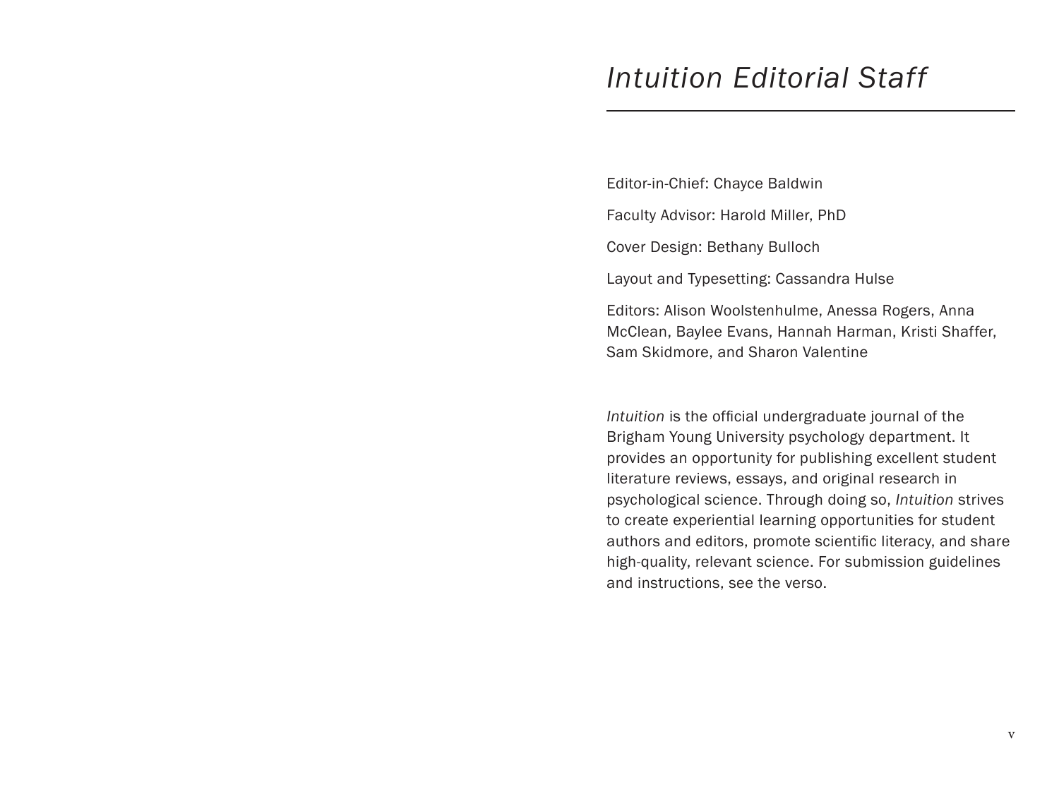# *Intuition Editorial Staff*

Editor-in-Chief: Chayce Baldwin

Faculty Advisor: Harold Miller, PhD

Cover Design: Bethany Bulloch

Layout and Typesetting: Cassandra Hulse

Editors: Alison Woolstenhulme, Anessa Rogers, Anna McClean, Baylee Evans, Hannah Harman, Kristi Shaffer, Sam Skidmore, and Sharon Valentine

*Intuition* is the official undergraduate journal of the Brigham Young University psychology department. It provides an opportunity for publishing excellent student literature reviews, essays, and original research in psychological science. Through doing so, *Intuition* strives to create experiential learning opportunities for student authors and editors, promote scientific literacy, and share high-quality, relevant science. For submission guidelines and instructions, see the verso.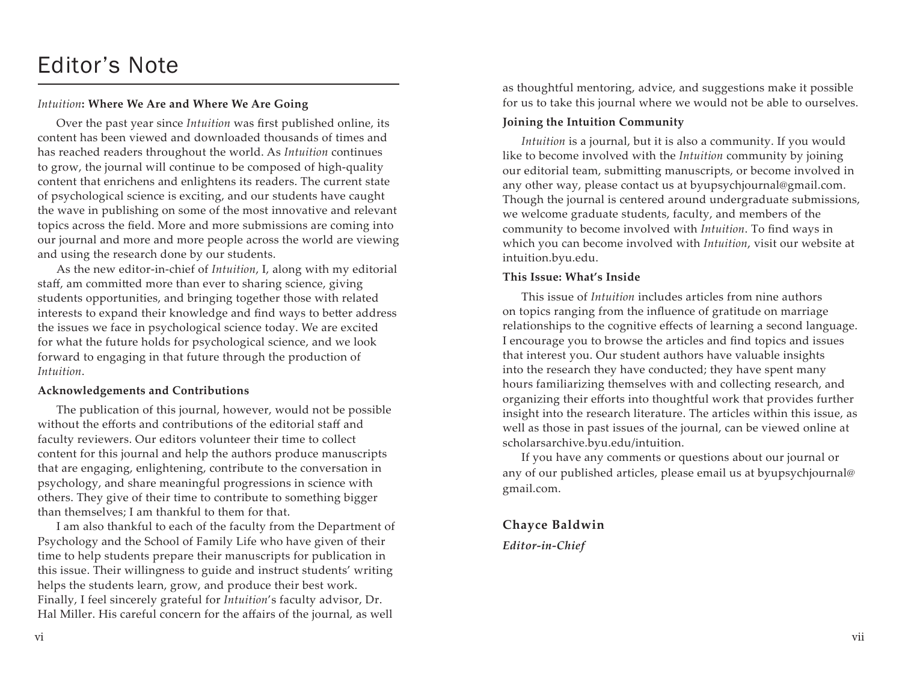# Editor's Note

*Intuition*: **Where We Are and Where We Are Going**

Over the past year since *Intuition* was first published online, its content has been viewed and downloaded thousands of times and has reached readers throughout the world. As *Intuition* continues to grow, the journal will continue to be composed of high-quality content that enrichens and enlightens its readers. The current state of psychological science is exciting, and our students have caught the wave in publishing on some of the most innovative and relevant topics across the field. More and more submissions are coming into our journal and more and more people across the world are viewing and using the research done by our students.

As the new editor-in-chief of *Intuition*, I, along with my editorial staff, am committed more than ever to sharing science, giving students opportunities, and bringing together those with related interests to expand their knowledge and find ways to better address the issues we face in psychological science today. We are excited for what the future holds for psychological science, and we look forward to engaging in that future through the production of *Intuition*.

**Acknowledgements and Contributions**

The publication of this journal, however, would not be possible without the efforts and contributions of the editorial staff and faculty reviewers. Our editors volunteer their time to collect content for this journal and help the authors produce manuscripts that are engaging, enlightening, contribute to the conversation in psychology, and share meaningful progressions in science with others. They give of their time to contribute to something bigger than themselves; I am thankful to them for that.

I am also thankful to each of the faculty from the Department of Psychology and the School of Family Life who have given of their time to help students prepare their manuscripts for publication in this issue. Their willingness to guide and instruct students' writing helps the students learn, grow, and produce their best work. Finally, I feel sincerely grateful for *Intuition*'s faculty advisor, Dr. Hal Miller. His careful concern for the affairs of the journal, as well as thoughtful mentoring, advice, and suggestions make it possible for us to take this journal where we would not be able to ourselves.

**Joining the Intuition Community**

*Intuition* is a journal, but it is also a community. If you would like to become involved with the *Intuition* community by joining our editorial team, submitting manuscripts, or become involved in any other way, please contact us at byupsychjournal@gmail.com. Though the journal is centered around undergraduate submissions, we welcome graduate students, faculty, and members of the community to become involved with *Intuition*. To find ways in which you can become involved with *Intuition*, visit our website at intuition.byu.edu.

**This Issue: What's Inside**

This issue of *Intuition* includes articles from nine authors on topics ranging from the influence of gratitude on marriage relationships to the cognitive effects of learning a second language. I encourage you to browse the articles and find topics and issues that interest you. Our student authors have valuable insights into the research they have conducted; they have spent many hours familiarizing themselves with and collecting research, and organizing their efforts into thoughtful work that provides further insight into the research literature. The articles within this issue, as well as those in past issues of the journal, can be viewed online at scholarsarchive.byu.edu/intuition.

If you have any comments or questions about our journal or any of our published articles, please email us at byupsychjournal@gmail.com.

**Chayce Baldwin**

***Editor-in-Chief***